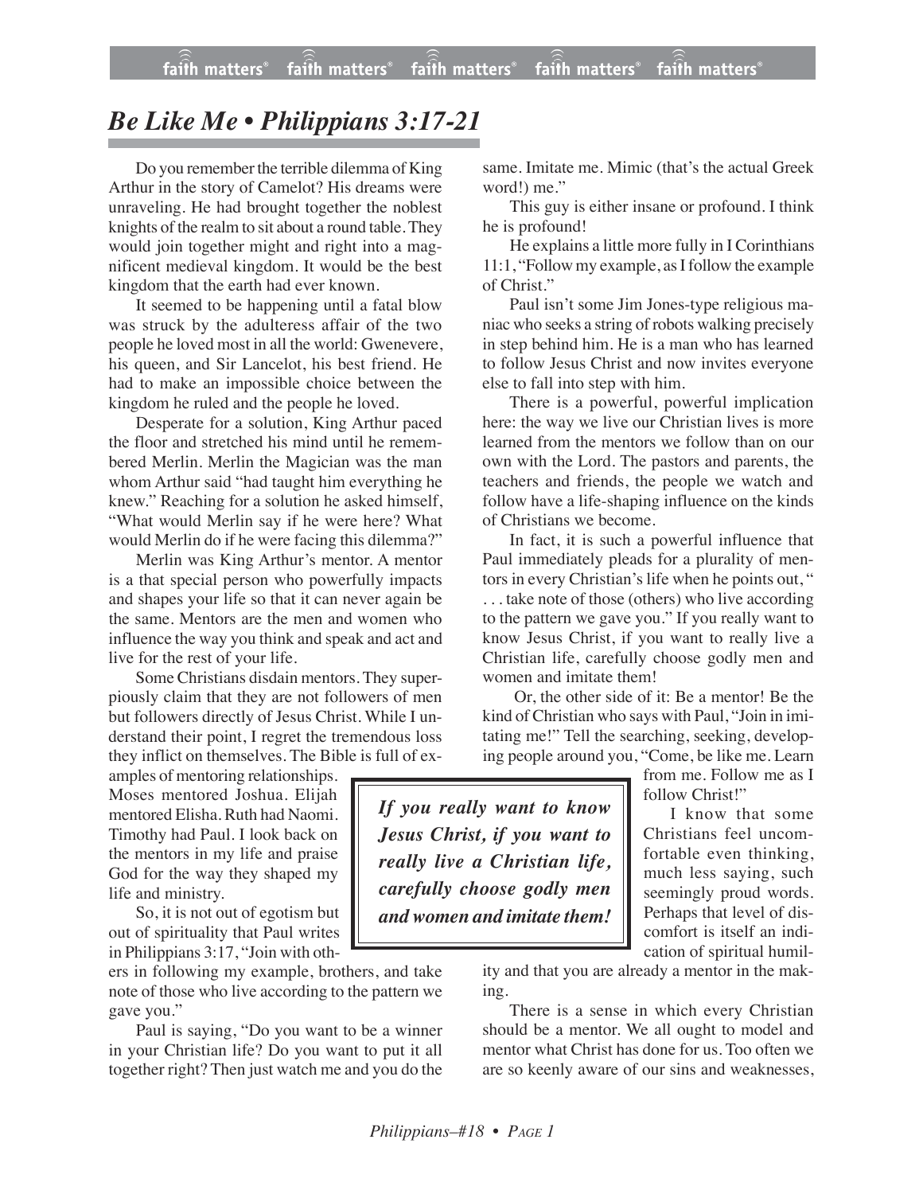# *Be Like Me • Philippians 3:17-21*

Do you remember the terrible dilemma of King Arthur in the story of Camelot? His dreams were unraveling. He had brought together the noblest knights of the realm to sit about a round table. They would join together might and right into a magnificent medieval kingdom. It would be the best kingdom that the earth had ever known.

It seemed to be happening until a fatal blow was struck by the adulteress affair of the two people he loved most in all the world: Gwenevere, his queen, and Sir Lancelot, his best friend. He had to make an impossible choice between the kingdom he ruled and the people he loved.

Desperate for a solution, King Arthur paced the floor and stretched his mind until he remembered Merlin. Merlin the Magician was the man whom Arthur said "had taught him everything he knew." Reaching for a solution he asked himself, "What would Merlin say if he were here? What would Merlin do if he were facing this dilemma?"

Merlin was King Arthur's mentor. A mentor is a that special person who powerfully impacts and shapes your life so that it can never again be the same. Mentors are the men and women who influence the way you think and speak and act and live for the rest of your life.

Some Christians disdain mentors. They superpiously claim that they are not followers of men but followers directly of Jesus Christ. While I understand their point, I regret the tremendous loss they inflict on themselves. The Bible is full of examples of mentoring relationships. Moses mentored Joshua. Elijah mentored Elisha. Ruth had Naomi. Timothy had Paul. I look back on the mentors in my life and praise God for the way they shaped my life and ministry.

So, it is not out of egotism but out of spirituality that Paul writes in Philippians 3:17, "Join with others in following my example, brothers, and take note of those who live according to the pattern we gave you."

Paul is saying, "Do you want to be a winner in your Christian life? Do you want to put it all together right? Then just watch me and you do the same. Imitate me. Mimic (that's the actual Greek word!) me."

This guy is either insane or profound. I think he is profound!

He explains a little more fully in I Corinthians 11:1, "Follow my example, as I follow the example of Christ."

Paul isn't some Jim Jones-type religious maniac who seeks a string of robots walking precisely in step behind him. He is a man who has learned to follow Jesus Christ and now invites everyone else to fall into step with him.

There is a powerful, powerful implication here: the way we live our Christian lives is more learned from the mentors we follow than on our own with the Lord. The pastors and parents, the teachers and friends, the people we watch and follow have a life-shaping influence on the kinds of Christians we become.

In fact, it is such a powerful influence that Paul immediately pleads for a plurality of mentors in every Christian's life when he points out, " . . . take note of those (others) who live according to the pattern we gave you." If you really want to know Jesus Christ, if you want to really live a Christian life, carefully choose godly men and women and imitate them!

> ***If you really want to know Jesus Christ, if you want to really live a Christian life, carefully choose godly men and women and imitate them!***

Or, the other side of it: Be a mentor! Be the kind of Christian who says with Paul, "Join in imitating me!" Tell the searching, seeking, developing people around you, "Come, be like me. Learn from me. Follow me as I follow Christ!"

I know that some Christians feel uncomfortable even thinking, much less saying, such seemingly proud words. Perhaps that level of discomfort is itself an indication of spiritual humility and that you are already a mentor in the making.

There is a sense in which every Christian should be a mentor. We all ought to model and mentor what Christ has done for us. Too often we are so keenly aware of our sins and weaknesses,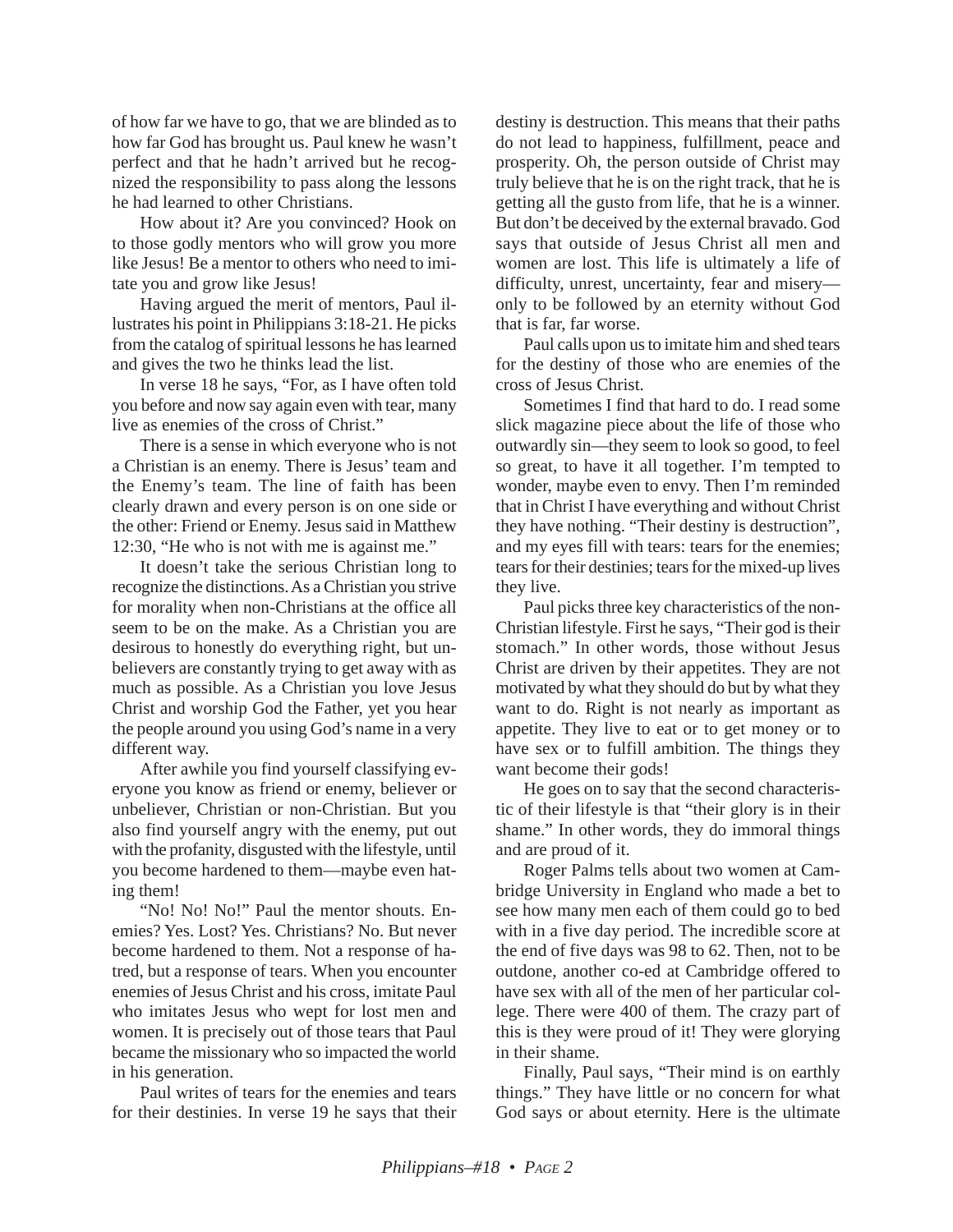of how far we have to go, that we are blinded as to how far God has brought us. Paul knew he wasn't perfect and that he hadn't arrived but he recognized the responsibility to pass along the lessons he had learned to other Christians.

How about it? Are you convinced? Hook on to those godly mentors who will grow you more like Jesus! Be a mentor to others who need to imitate you and grow like Jesus!

Having argued the merit of mentors, Paul illustrates his point in Philippians 3:18-21. He picks from the catalog of spiritual lessons he has learned and gives the two he thinks lead the list.

In verse 18 he says, "For, as I have often told you before and now say again even with tear, many live as enemies of the cross of Christ."

There is a sense in which everyone who is not a Christian is an enemy. There is Jesus' team and the Enemy's team. The line of faith has been clearly drawn and every person is on one side or the other: Friend or Enemy. Jesus said in Matthew 12:30, "He who is not with me is against me."

It doesn't take the serious Christian long to recognize the distinctions. As a Christian you strive for morality when non-Christians at the office all seem to be on the make. As a Christian you are desirous to honestly do everything right, but unbelievers are constantly trying to get away with as much as possible. As a Christian you love Jesus Christ and worship God the Father, yet you hear the people around you using God's name in a very different way.

After awhile you find yourself classifying everyone you know as friend or enemy, believer or unbeliever, Christian or non-Christian. But you also find yourself angry with the enemy, put out with the profanity, disgusted with the lifestyle, until you become hardened to them—maybe even hating them!

"No! No! No!" Paul the mentor shouts. Enemies? Yes. Lost? Yes. Christians? No. But never become hardened to them. Not a response of hatred, but a response of tears. When you encounter enemies of Jesus Christ and his cross, imitate Paul who imitates Jesus who wept for lost men and women. It is precisely out of those tears that Paul became the missionary who so impacted the world in his generation.

Paul writes of tears for the enemies and tears for their destinies. In verse 19 he says that their destiny is destruction. This means that their paths do not lead to happiness, fulfillment, peace and prosperity. Oh, the person outside of Christ may truly believe that he is on the right track, that he is getting all the gusto from life, that he is a winner. But don't be deceived by the external bravado. God says that outside of Jesus Christ all men and women are lost. This life is ultimately a life of difficulty, unrest, uncertainty, fear and misery—only to be followed by an eternity without God that is far, far worse.

Paul calls upon us to imitate him and shed tears for the destiny of those who are enemies of the cross of Jesus Christ.

Sometimes I find that hard to do. I read some slick magazine piece about the life of those who outwardly sin—they seem to look so good, to feel so great, to have it all together. I'm tempted to wonder, maybe even to envy. Then I'm reminded that in Christ I have everything and without Christ they have nothing. "Their destiny is destruction", and my eyes fill with tears: tears for the enemies; tears for their destinies; tears for the mixed-up lives they live.

Paul picks three key characteristics of the non-Christian lifestyle. First he says, "Their god is their stomach." In other words, those without Jesus Christ are driven by their appetites. They are not motivated by what they should do but by what they want to do. Right is not nearly as important as appetite. They live to eat or to get money or to have sex or to fulfill ambition. The things they want become their gods!

He goes on to say that the second characteristic of their lifestyle is that "their glory is in their shame." In other words, they do immoral things and are proud of it.

Roger Palms tells about two women at Cambridge University in England who made a bet to see how many men each of them could go to bed with in a five day period. The incredible score at the end of five days was 98 to 62. Then, not to be outdone, another co-ed at Cambridge offered to have sex with all of the men of her particular college. There were 400 of them. The crazy part of this is they were proud of it! They were glorying in their shame.

Finally, Paul says, "Their mind is on earthly things." They have little or no concern for what God says or about eternity. Here is the ultimate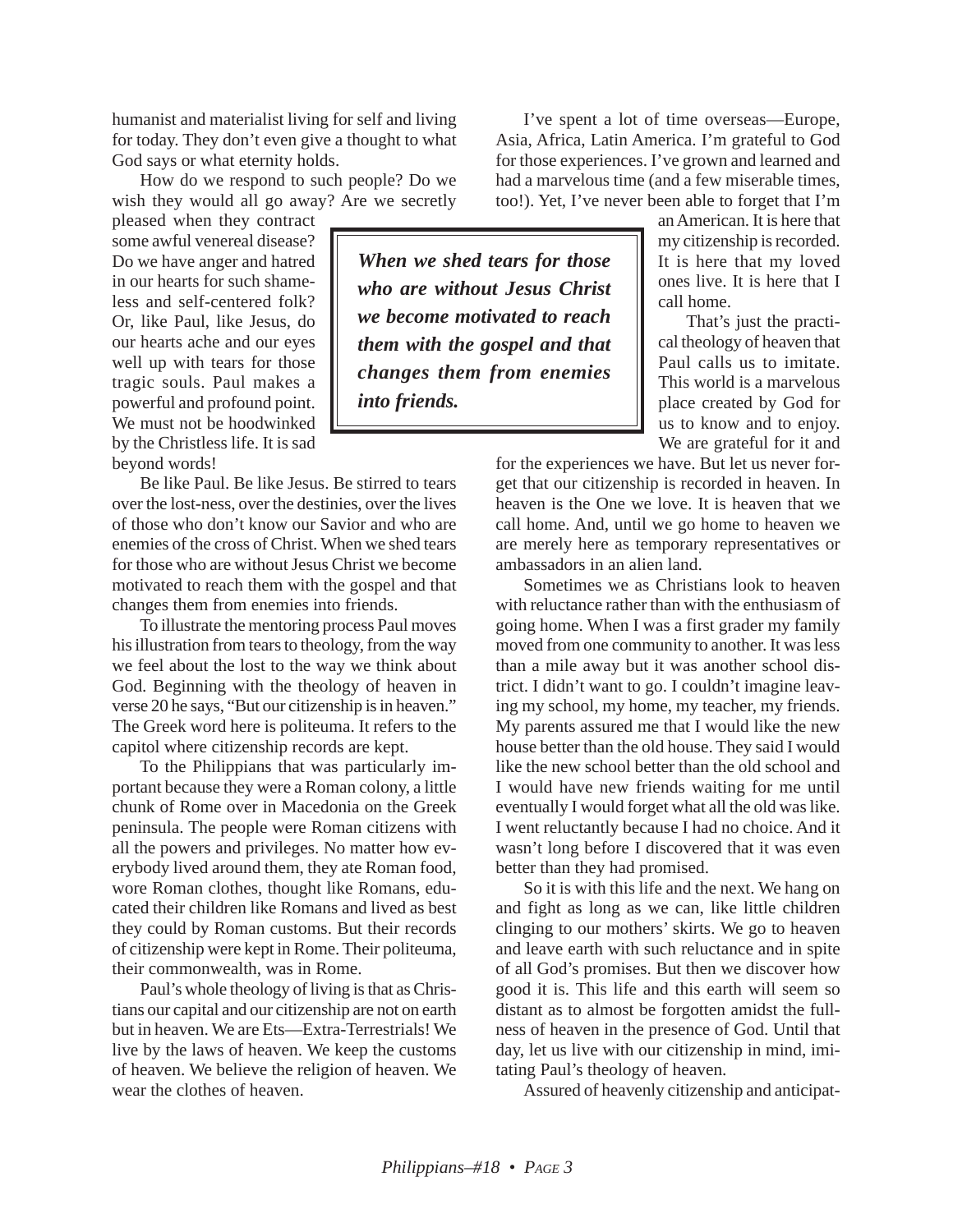humanist and materialist living for self and living for today. They don't even give a thought to what God says or what eternity holds.

How do we respond to such people? Do we wish they would all go away? Are we secretly pleased when they contract some awful venereal disease? Do we have anger and hatred in our hearts for such shameless and self-centered folk? Or, like Paul, like Jesus, do our hearts ache and our eyes well up with tears for those tragic souls. Paul makes a powerful and profound point. We must not be hoodwinked by the Christless life. It is sad beyond words!

> ***When we shed tears for those who are without Jesus Christ we become motivated to reach them with the gospel and that changes them from enemies into friends.***

Be like Paul. Be like Jesus. Be stirred to tears over the lost-ness, over the destinies, over the lives of those who don't know our Savior and who are enemies of the cross of Christ. When we shed tears for those who are without Jesus Christ we become motivated to reach them with the gospel and that changes them from enemies into friends.

To illustrate the mentoring process Paul moves his illustration from tears to theology, from the way we feel about the lost to the way we think about God. Beginning with the theology of heaven in verse 20 he says, "But our citizenship is in heaven." The Greek word here is politeuma. It refers to the capitol where citizenship records are kept.

To the Philippians that was particularly important because they were a Roman colony, a little chunk of Rome over in Macedonia on the Greek peninsula. The people were Roman citizens with all the powers and privileges. No matter how everybody lived around them, they ate Roman food, wore Roman clothes, thought like Romans, educated their children like Romans and lived as best they could by Roman customs. But their records of citizenship were kept in Rome. Their politeuma, their commonwealth, was in Rome.

Paul's whole theology of living is that as Christians our capital and our citizenship are not on earth but in heaven. We are Ets—Extra-Terrestrials! We live by the laws of heaven. We keep the customs of heaven. We believe the religion of heaven. We wear the clothes of heaven.

I've spent a lot of time overseas—Europe, Asia, Africa, Latin America. I'm grateful to God for those experiences. I've grown and learned and had a marvelous time (and a few miserable times, too!). Yet, I've never been able to forget that I'm an American. It is here that my citizenship is recorded. It is here that my loved ones live. It is here that I call home.

That's just the practical theology of heaven that Paul calls us to imitate. This world is a marvelous place created by God for us to know and to enjoy. We are grateful for it and for the experiences we have. But let us never forget that our citizenship is recorded in heaven. In heaven is the One we love. It is heaven that we call home. And, until we go home to heaven we are merely here as temporary representatives or ambassadors in an alien land.

Sometimes we as Christians look to heaven with reluctance rather than with the enthusiasm of going home. When I was a first grader my family moved from one community to another. It was less than a mile away but it was another school district. I didn't want to go. I couldn't imagine leaving my school, my home, my teacher, my friends. My parents assured me that I would like the new house better than the old house. They said I would like the new school better than the old school and I would have new friends waiting for me until eventually I would forget what all the old was like. I went reluctantly because I had no choice. And it wasn't long before I discovered that it was even better than they had promised.

So it is with this life and the next. We hang on and fight as long as we can, like little children clinging to our mothers' skirts. We go to heaven and leave earth with such reluctance and in spite of all God's promises. But then we discover how good it is. This life and this earth will seem so distant as to almost be forgotten amidst the fullness of heaven in the presence of God. Until that day, let us live with our citizenship in mind, imitating Paul's theology of heaven.

Assured of heavenly citizenship and anticipat-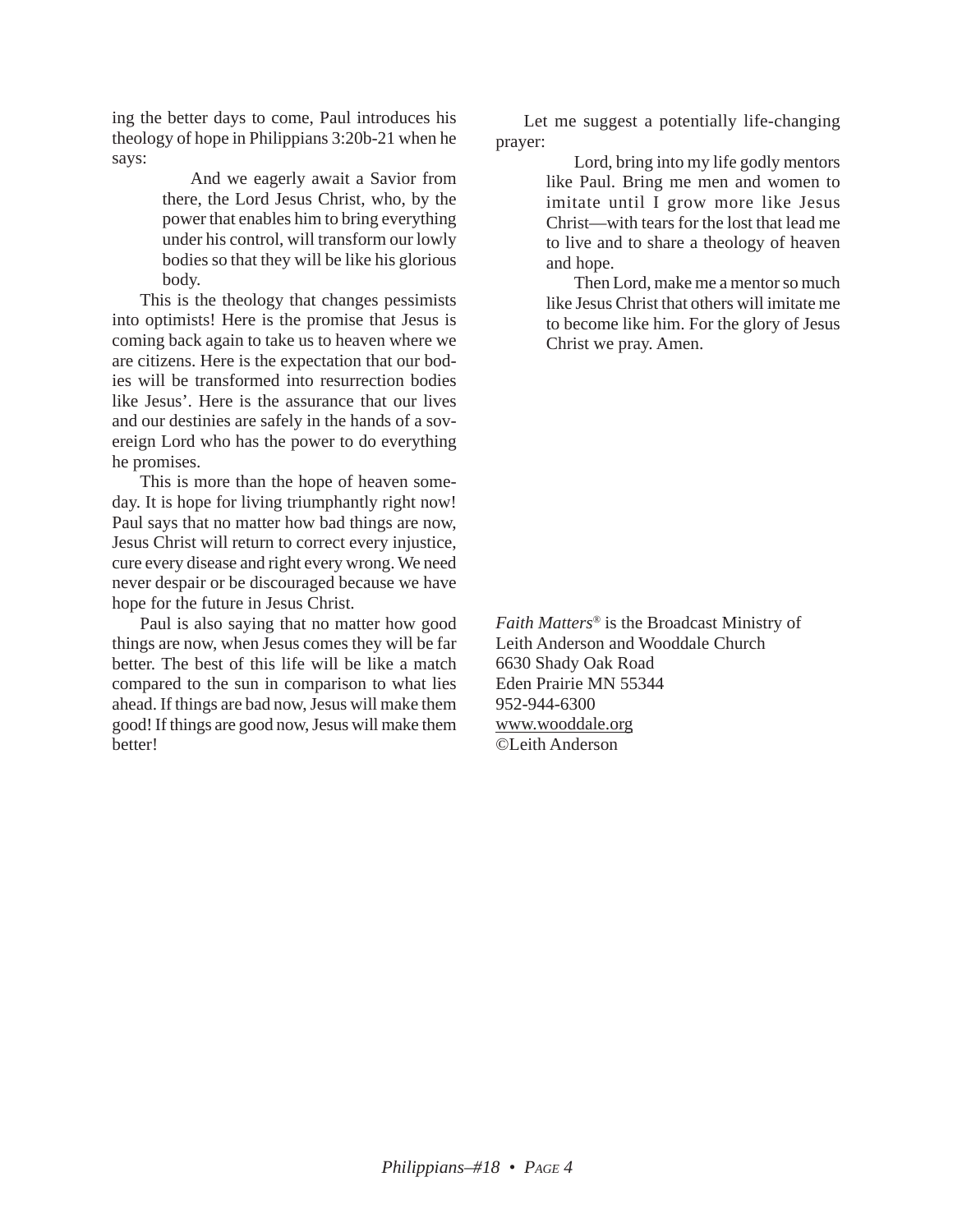ing the better days to come, Paul introduces his theology of hope in Philippians 3:20b-21 when he says:

> And we eagerly await a Savior from there, the Lord Jesus Christ, who, by the power that enables him to bring everything under his control, will transform our lowly bodies so that they will be like his glorious body.

This is the theology that changes pessimists into optimists! Here is the promise that Jesus is coming back again to take us to heaven where we are citizens. Here is the expectation that our bodies will be transformed into resurrection bodies like Jesus'. Here is the assurance that our lives and our destinies are safely in the hands of a sovereign Lord who has the power to do everything he promises.

This is more than the hope of heaven someday. It is hope for living triumphantly right now! Paul says that no matter how bad things are now, Jesus Christ will return to correct every injustice, cure every disease and right every wrong. We need never despair or be discouraged because we have hope for the future in Jesus Christ.

Paul is also saying that no matter how good things are now, when Jesus comes they will be far better. The best of this life will be like a match compared to the sun in comparison to what lies ahead. If things are bad now, Jesus will make them good! If things are good now, Jesus will make them better!

Let me suggest a potentially life-changing prayer:

> Lord, bring into my life godly mentors like Paul. Bring me men and women to imitate until I grow more like Jesus Christ—with tears for the lost that lead me to live and to share a theology of heaven and hope.
>
> Then Lord, make me a mentor so much like Jesus Christ that others will imitate me to become like him. For the glory of Jesus Christ we pray. Amen.

*Faith Matters*® is the Broadcast Ministry of
Leith Anderson and Wooddale Church
6630 Shady Oak Road
Eden Prairie MN 55344
952-944-6300
www.wooddale.org
©Leith Anderson